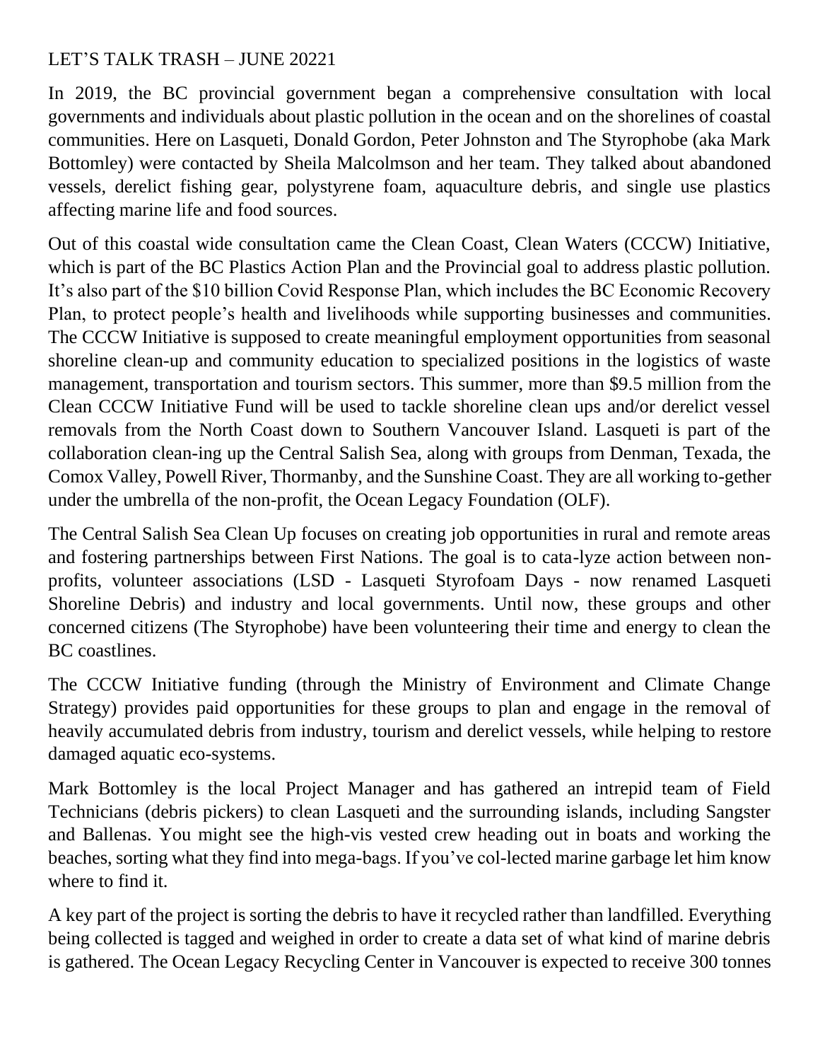LET'S TALK TRASH – JUNE 20221

In 2019, the BC provincial government began a comprehensive consultation with local governments and individuals about plastic pollution in the ocean and on the shorelines of coastal communities. Here on Lasqueti, Donald Gordon, Peter Johnston and The Styrophobe (aka Mark Bottomley) were contacted by Sheila Malcolmson and her team. They talked about abandoned vessels, derelict fishing gear, polystyrene foam, aquaculture debris, and single use plastics affecting marine life and food sources.

Out of this coastal wide consultation came the Clean Coast, Clean Waters (CCCW) Initiative, which is part of the BC Plastics Action Plan and the Provincial goal to address plastic pollution. It's also part of the $10 billion Covid Response Plan, which includes the BC Economic Recovery Plan, to protect people's health and livelihoods while supporting businesses and communities. The CCCW Initiative is supposed to create meaningful employment opportunities from seasonal shoreline clean-up and community education to specialized positions in the logistics of waste management, transportation and tourism sectors. This summer, more than $9.5 million from the Clean CCCW Initiative Fund will be used to tackle shoreline clean ups and/or derelict vessel removals from the North Coast down to Southern Vancouver Island. Lasqueti is part of the collaboration clean-ing up the Central Salish Sea, along with groups from Denman, Texada, the Comox Valley, Powell River, Thormanby, and the Sunshine Coast. They are all working to-gether under the umbrella of the non-profit, the Ocean Legacy Foundation (OLF).

The Central Salish Sea Clean Up focuses on creating job opportunities in rural and remote areas and fostering partnerships between First Nations. The goal is to cata-lyze action between non-profits, volunteer associations (LSD - Lasqueti Styrofoam Days - now renamed Lasqueti Shoreline Debris) and industry and local governments. Until now, these groups and other concerned citizens (The Styrophobe) have been volunteering their time and energy to clean the BC coastlines.

The CCCW Initiative funding (through the Ministry of Environment and Climate Change Strategy) provides paid opportunities for these groups to plan and engage in the removal of heavily accumulated debris from industry, tourism and derelict vessels, while helping to restore damaged aquatic eco-systems.

Mark Bottomley is the local Project Manager and has gathered an intrepid team of Field Technicians (debris pickers) to clean Lasqueti and the surrounding islands, including Sangster and Ballenas. You might see the high-vis vested crew heading out in boats and working the beaches, sorting what they find into mega-bags. If you've col-lected marine garbage let him know where to find it.

A key part of the project is sorting the debris to have it recycled rather than landfilled. Everything being collected is tagged and weighed in order to create a data set of what kind of marine debris is gathered. The Ocean Legacy Recycling Center in Vancouver is expected to receive 300 tonnes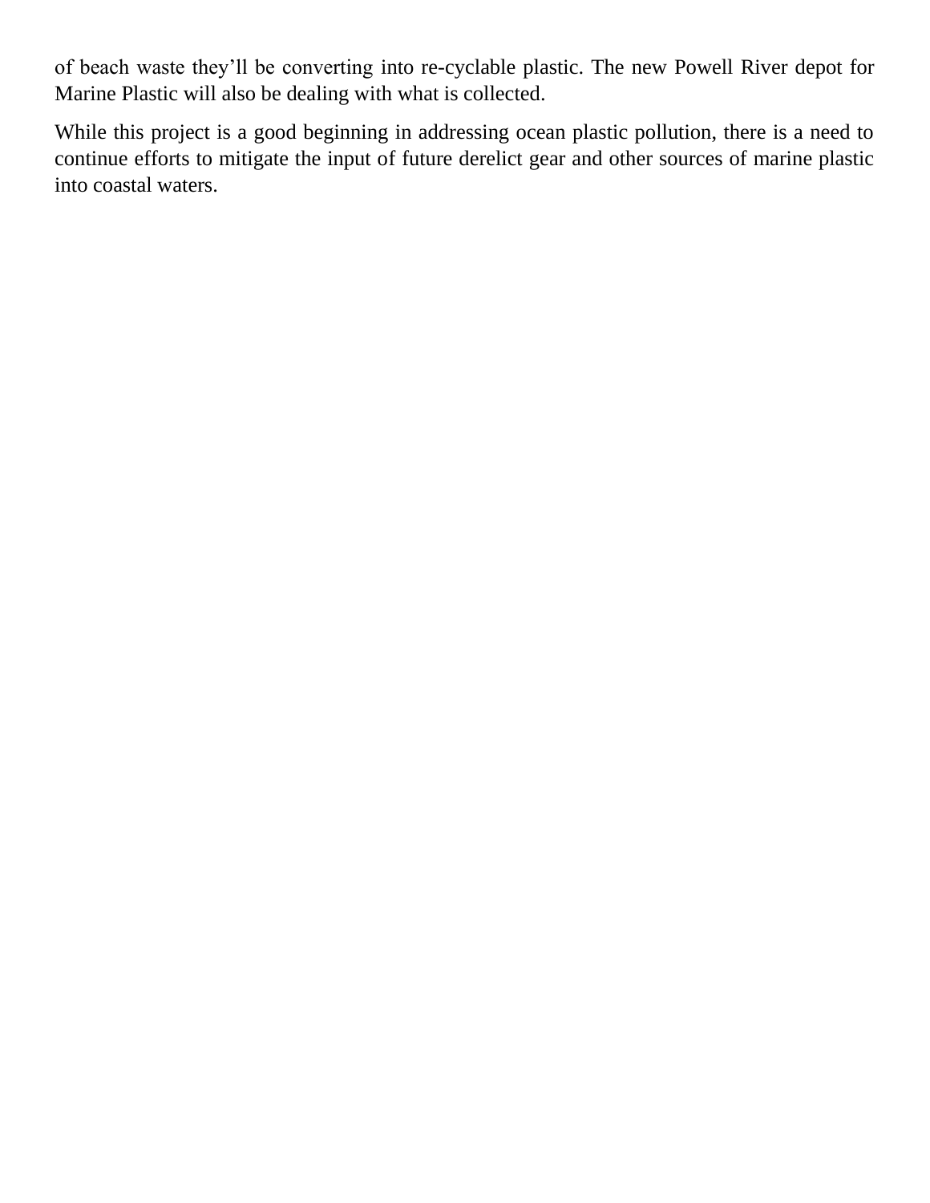of beach waste they'll be converting into re-cyclable plastic. The new Powell River depot for Marine Plastic will also be dealing with what is collected.

While this project is a good beginning in addressing ocean plastic pollution, there is a need to continue efforts to mitigate the input of future derelict gear and other sources of marine plastic into coastal waters.